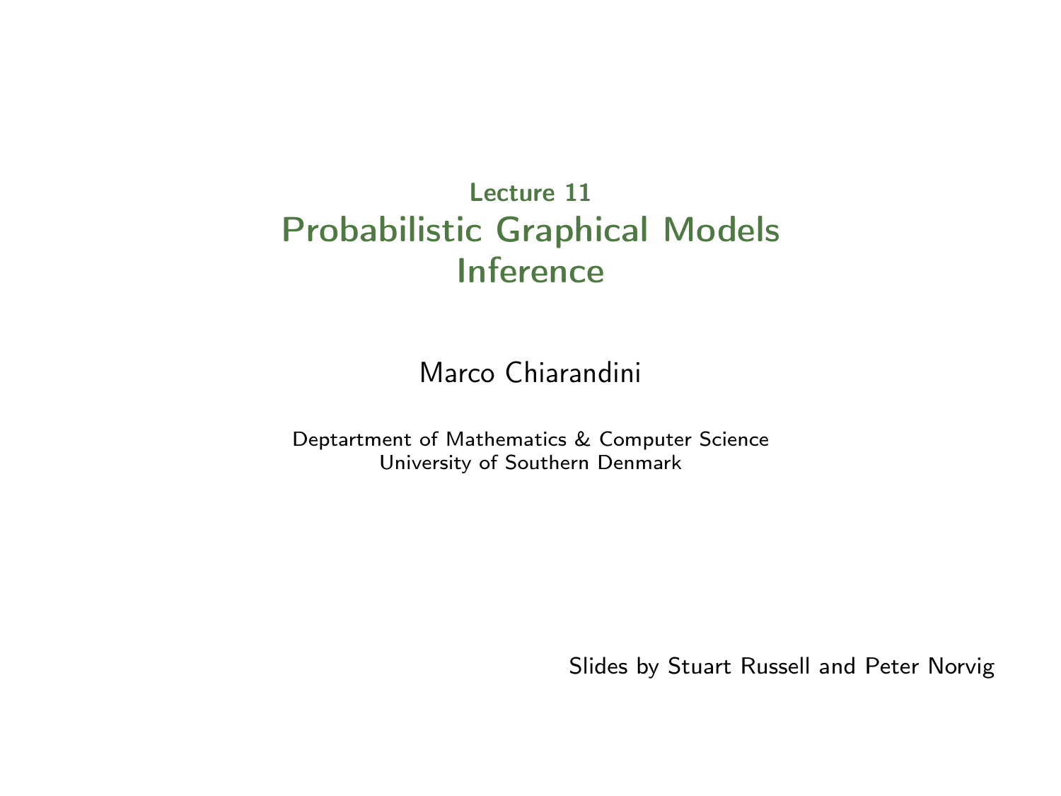# Lecture 11
# Probabilistic Graphical Models
# Inference

Marco Chiarandini

Deptartment of Mathematics & Computer Science
University of Southern Denmark

Slides by Stuart Russell and Peter Norvig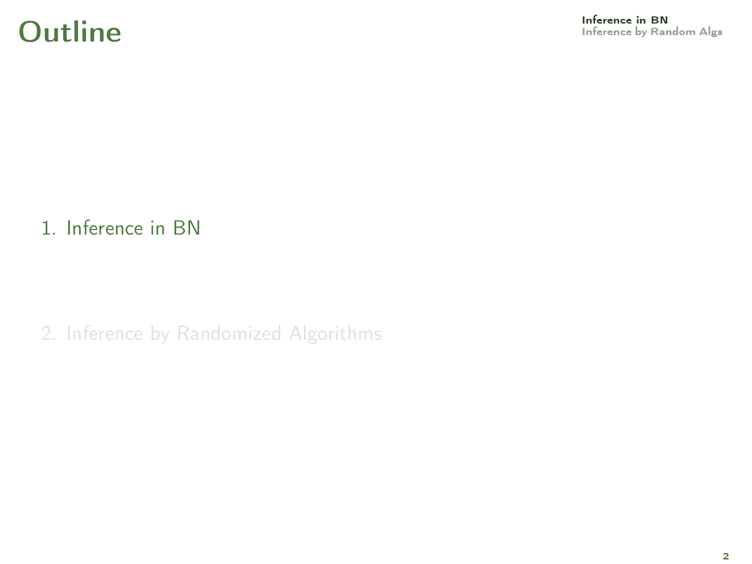# Outline

1. Inference in BN

2. Inference by Randomized Algorithms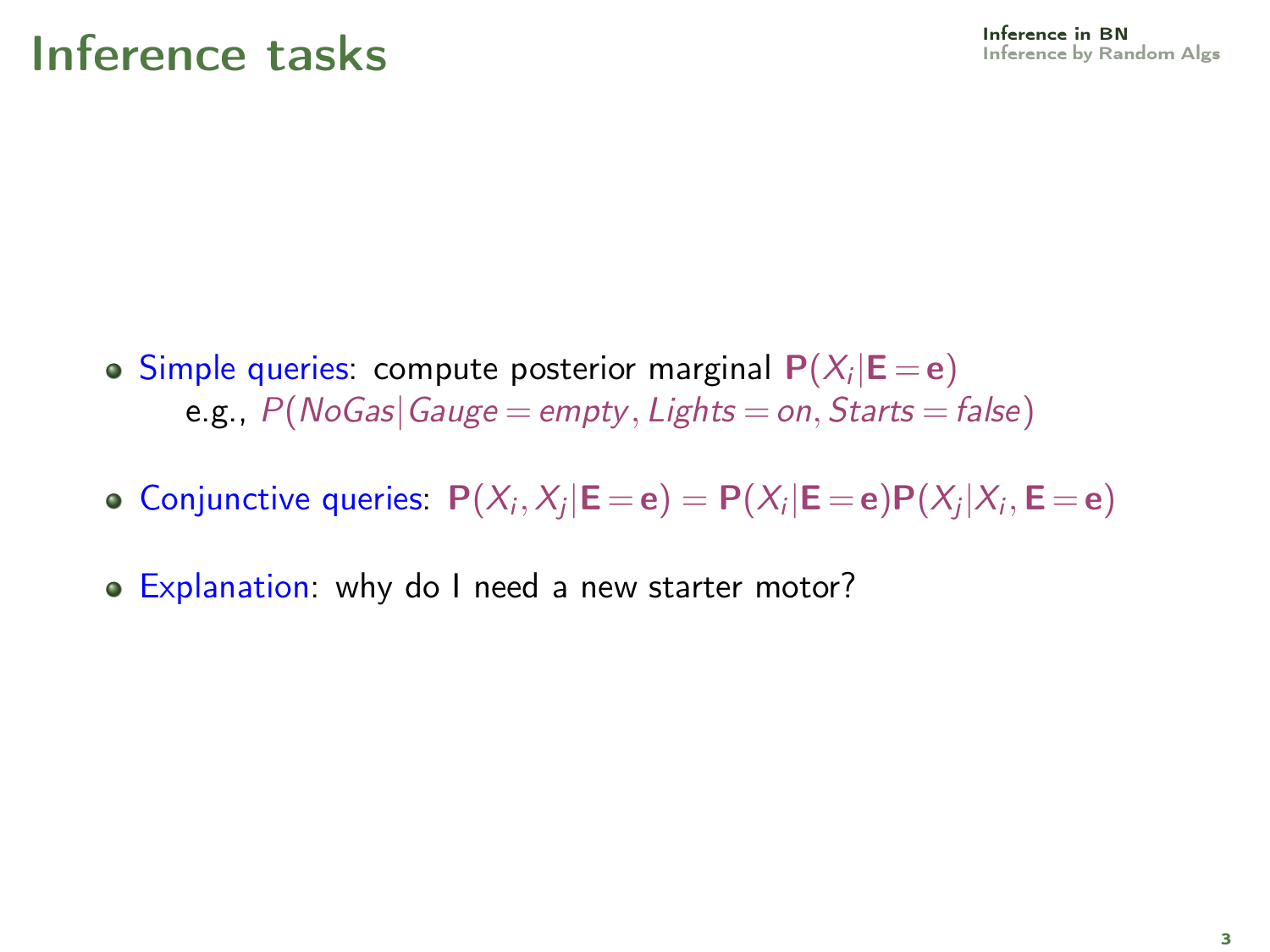# Inference tasks

- Simple queries: compute posterior marginal $\mathbf{P}(X_i | \mathbf{E} = \mathbf{e})$
  e.g., $P(NoGas | Gauge = empty, Lights = on, Starts = false)$
- Conjunctive queries: $\mathbf{P}(X_i, X_j | \mathbf{E} = \mathbf{e}) = \mathbf{P}(X_i | \mathbf{E} = \mathbf{e}) \mathbf{P}(X_j | X_i, \mathbf{E} = \mathbf{e})$
- Explanation: why do I need a new starter motor?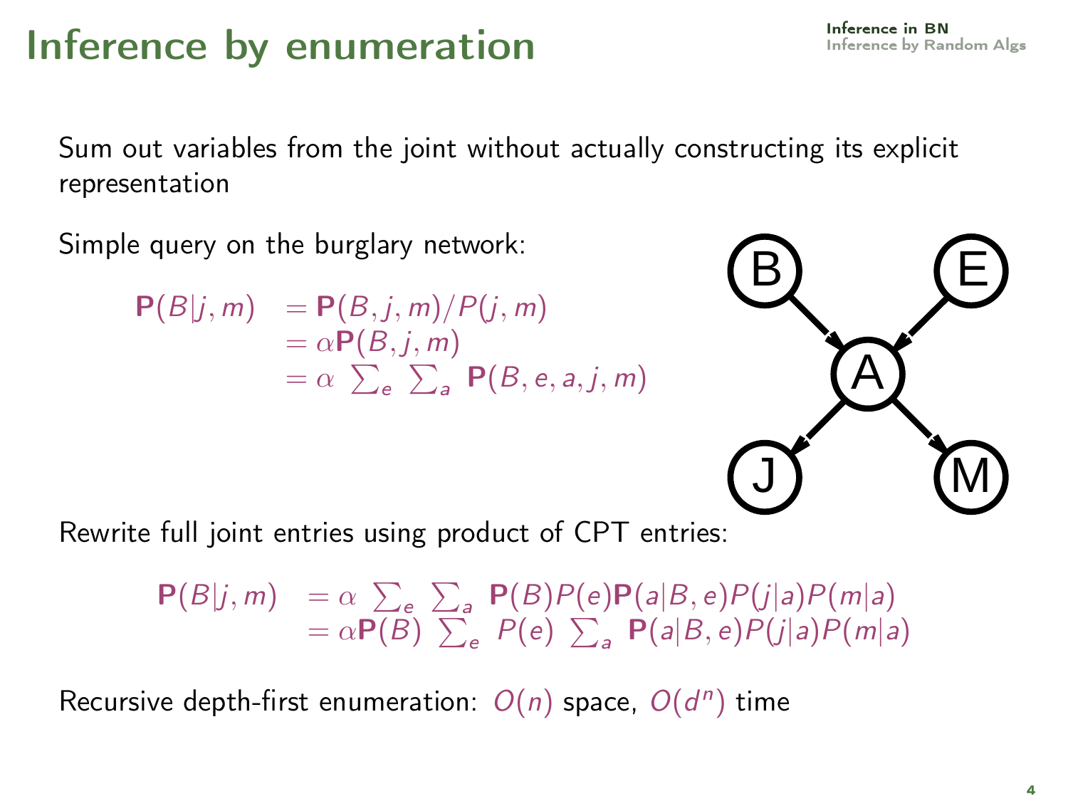# Inference by enumeration

Sum out variables from the joint without actually constructing its explicit representation

Simple query on the burglary network:

$$
\begin{aligned}
\mathbf{P}(B|j,m) &= \mathbf{P}(B,j,m)/P(j,m) \\
&= \alpha \mathbf{P}(B,j,m) \\
&= \alpha \sum_e \sum_a \mathbf{P}(B,e,a,j,m)
\end{aligned}
$$

Rewrite full joint entries using product of CPT entries:

$$
\begin{aligned}
\mathbf{P}(B|j,m) &= \alpha \sum_e \sum_a \mathbf{P}(B)P(e)\mathbf{P}(a|B,e)P(j|a)P(m|a) \\
&= \alpha \mathbf{P}(B) \sum_e P(e) \sum_a \mathbf{P}(a|B,e)P(j|a)P(m|a)
\end{aligned}
$$

Recursive depth-first enumeration: $O(n)$ space, $O(d^n)$ time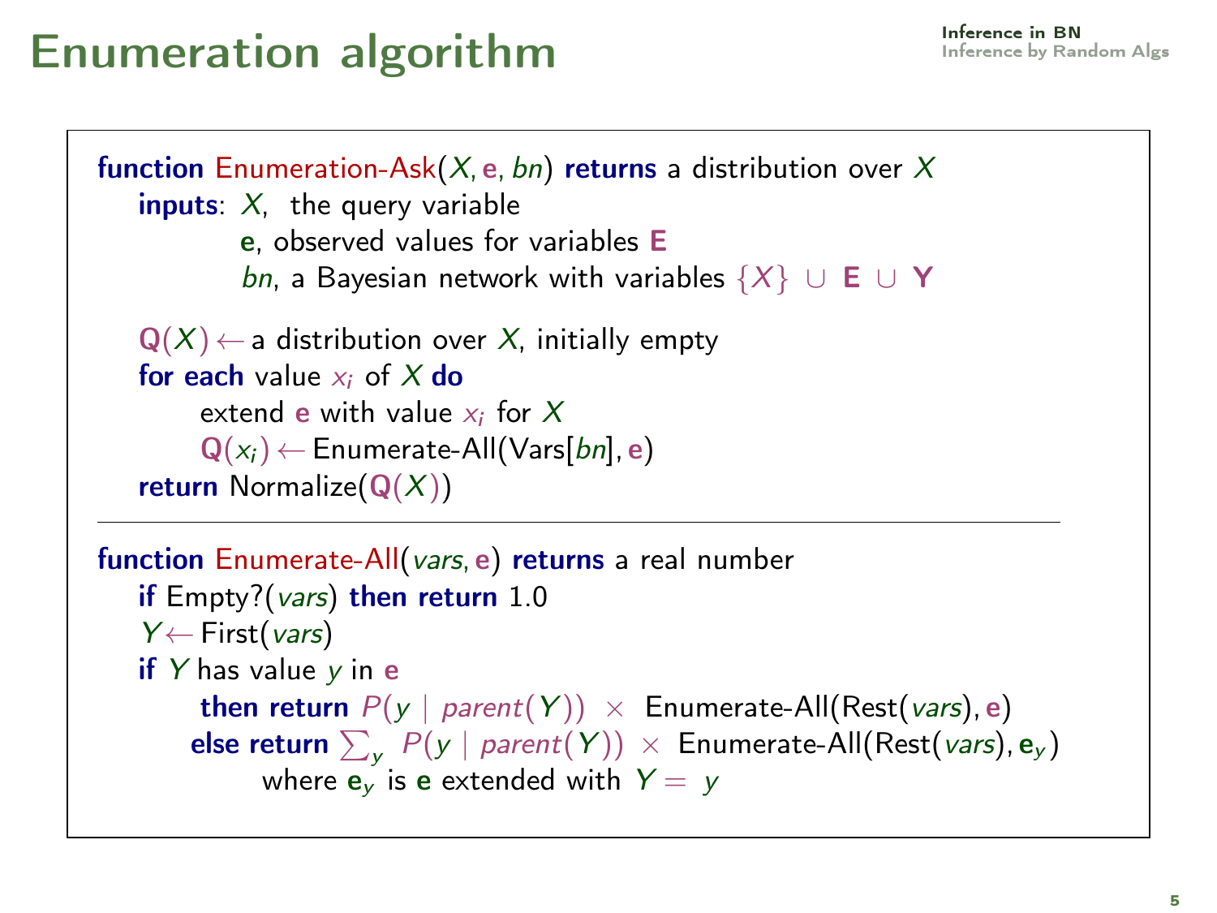# Enumeration algorithm

```
function Enumeration-Ask(X, e, bn) returns a distribution over X
   inputs: X,  the query variable
           e, observed values for variables E
           bn, a Bayesian network with variables {X} ∪ E ∪ Y

   Q(X) ← a distribution over X, initially empty
   for each value x_i of X do
        extend e with value x_i for X
        Q(x_i) ← Enumerate-All(Vars[bn], e)
   return Normalize(Q(X))
```

---

```
function Enumerate-All(vars, e) returns a real number
   if Empty?(vars) then return 1.0
   Y ← First(vars)
   if Y has value y in e
        then return P(y | parent(Y)) × Enumerate-All(Rest(vars), e)
       else return Σ_y P(y | parent(Y)) × Enumerate-All(Rest(vars), e_y)
            where e_y is e extended with Y = y
```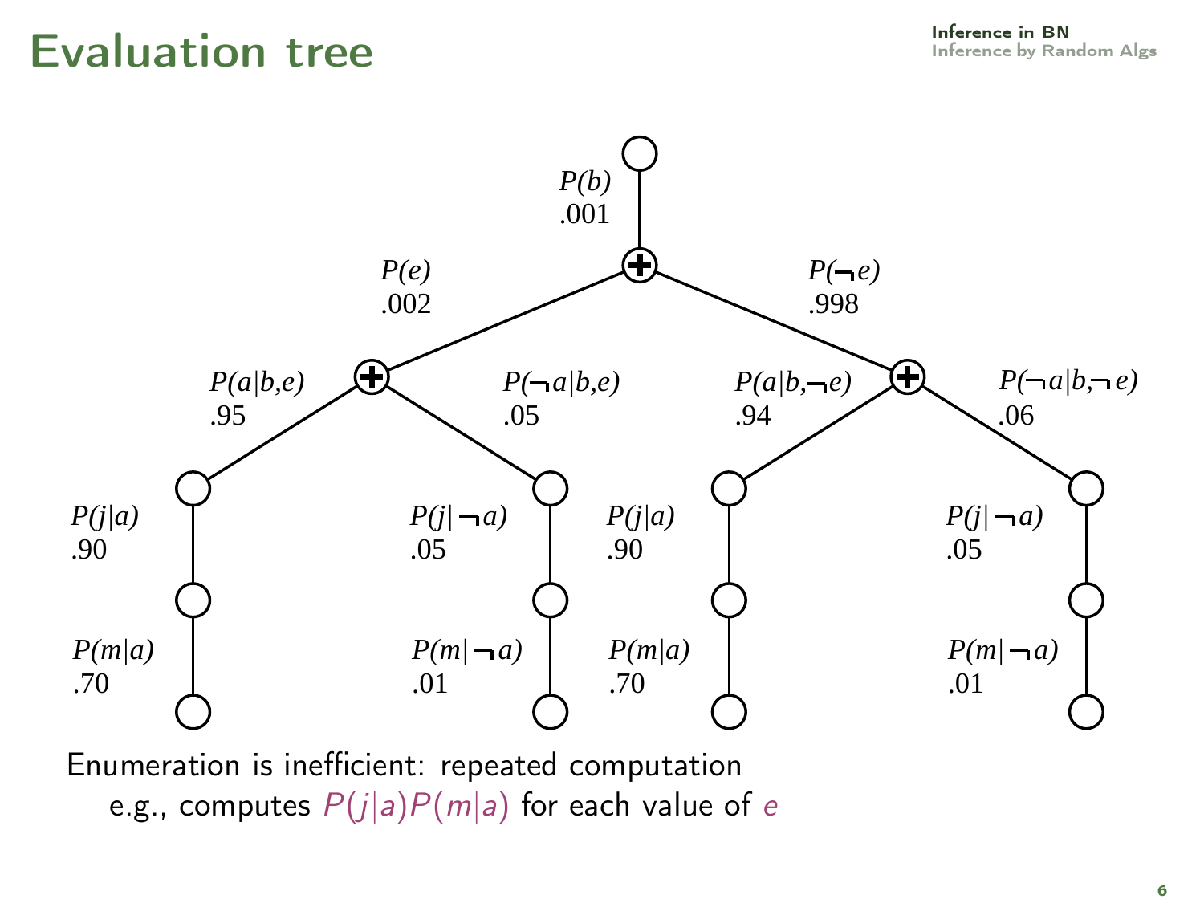# Evaluation tree

P(b)
.001

P(e)
.002

P(¬e)
.998

P(a|b,e)
.95

P(¬a|b,e)
.05

P(a|b,¬e)
.94

P(¬a|b,¬e)
.06

P(j|a)
.90

P(j|¬a)
.05

P(j|a)
.90

P(j|¬a)
.05

P(m|a)
.70

P(m|¬a)
.01

P(m|a)
.70

P(m|¬a)
.01

Enumeration is inefficient: repeated computation
e.g., computes $P(j|a)P(m|a)$ for each value of $e$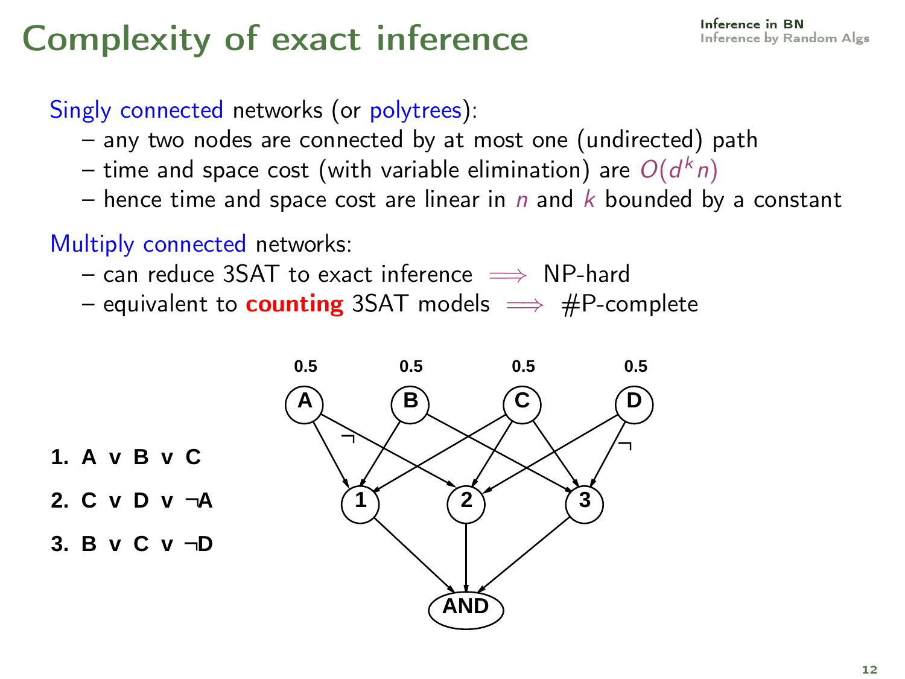# Complexity of exact inference

Singly connected networks (or polytrees):

- any two nodes are connected by at most one (undirected) path
- time and space cost (with variable elimination) are $O(d^k n)$
- hence time and space cost are linear in $n$ and $k$ bounded by a constant

Multiply connected networks:

- can reduce 3SAT to exact inference $\implies$ NP-hard
- equivalent to **counting** 3SAT models $\implies$ #P-complete

**1. A v B v C**

**2. C v D v ¬A**

**3. B v C v ¬D**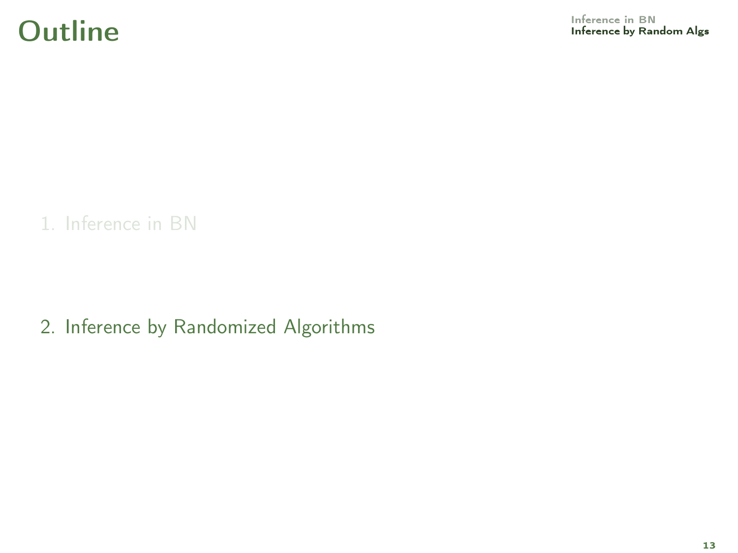# Outline

1. Inference in BN

2. Inference by Randomized Algorithms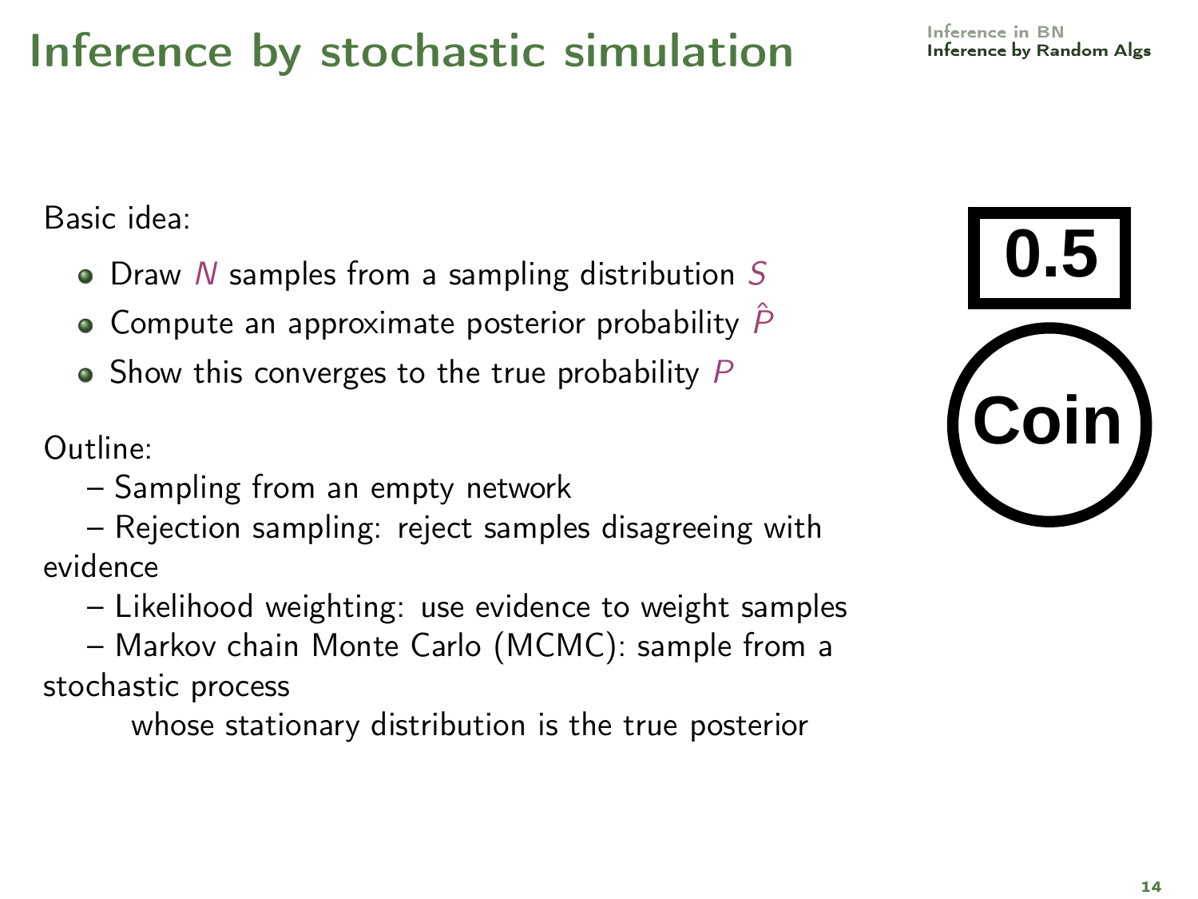# Inference by stochastic simulation

Basic idea:

- Draw $N$ samples from a sampling distribution $S$
- Compute an approximate posterior probability $\hat{P}$
- Show this converges to the true probability $P$

Outline:

– Sampling from an empty network

– Rejection sampling: reject samples disagreeing with evidence

– Likelihood weighting: use evidence to weight samples

– Markov chain Monte Carlo (MCMC): sample from a stochastic process whose stationary distribution is the true posterior

0.5

Coin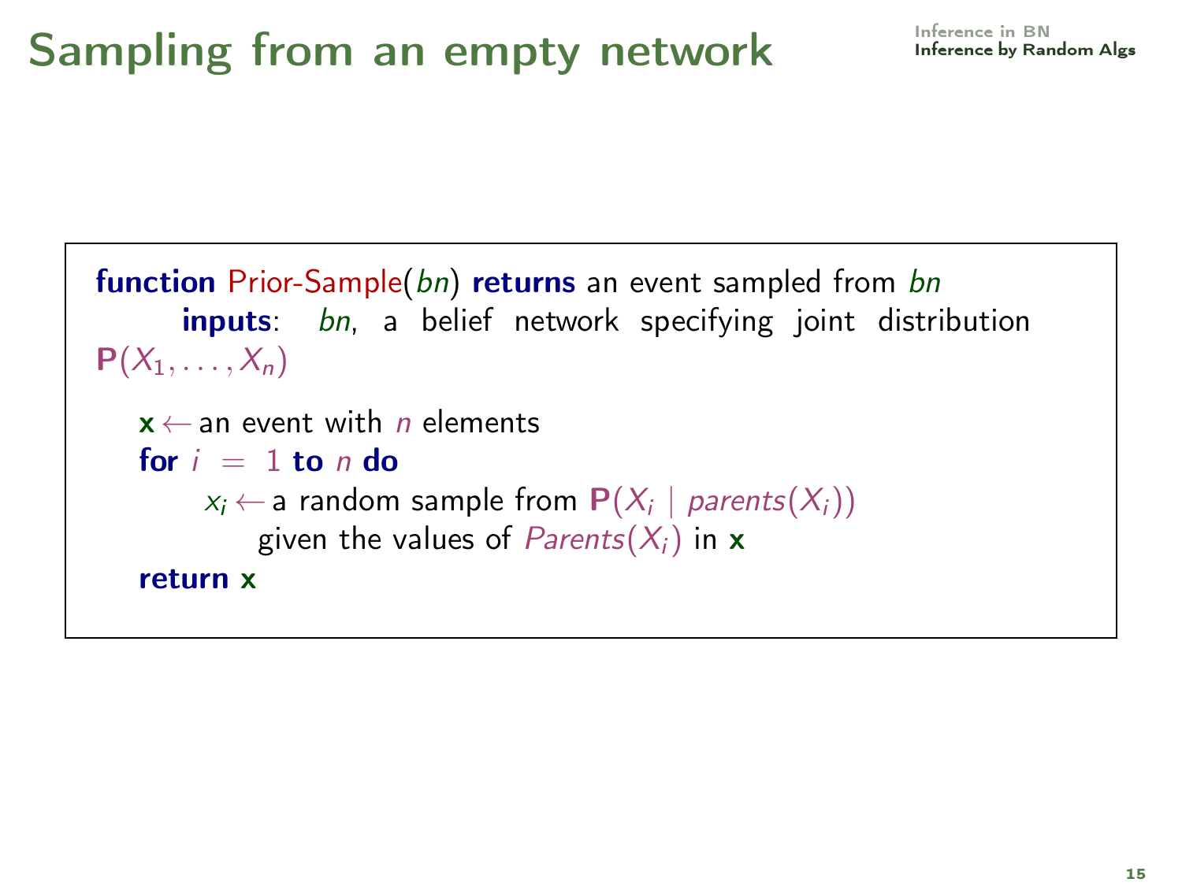# Sampling from an empty network

**function** Prior-Sample(*bn*) **returns** an event sampled from *bn*
  **inputs**: *bn*, a belief network specifying joint distribution $\mathbf{P}(X_1, \ldots, X_n)$

  $\mathbf{x} \leftarrow$ an event with $n$ elements
  **for** $i = 1$ **to** $n$ **do**
    $x_i \leftarrow$ a random sample from $\mathbf{P}(X_i \mid parents(X_i))$
      given the values of $Parents(X_i)$ in $\mathbf{x}$
  **return** $\mathbf{x}$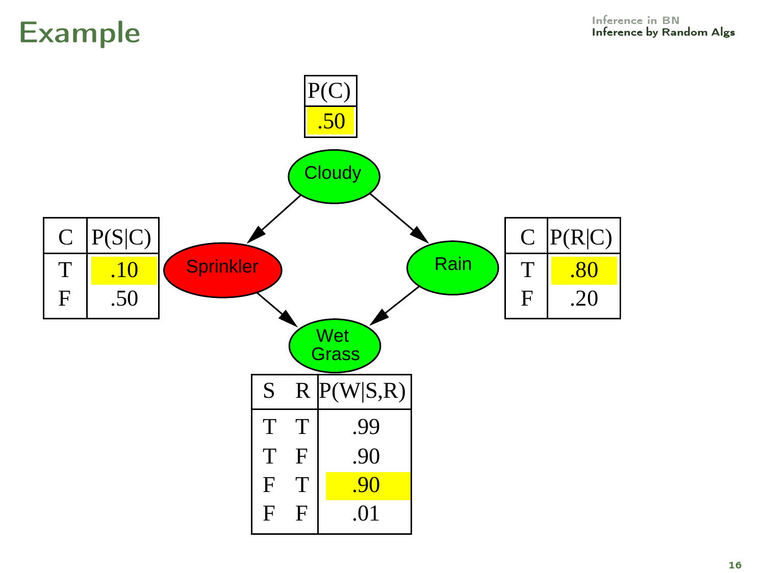# Example

| P(C) |
|---|
| .50 |

Cloudy

Sprinkler

Rain

Wet Grass

| C | P(S\|C) |
|---|---|
| T | .10 |
| F | .50 |

| C | P(R\|C) |
|---|---|
| T | .80 |
| F | .20 |

| S | R | P(W\|S,R) |
|---|---|---|
| T | T | .99 |
| T | F | .90 |
| F | T | .90 |
| F | F | .01 |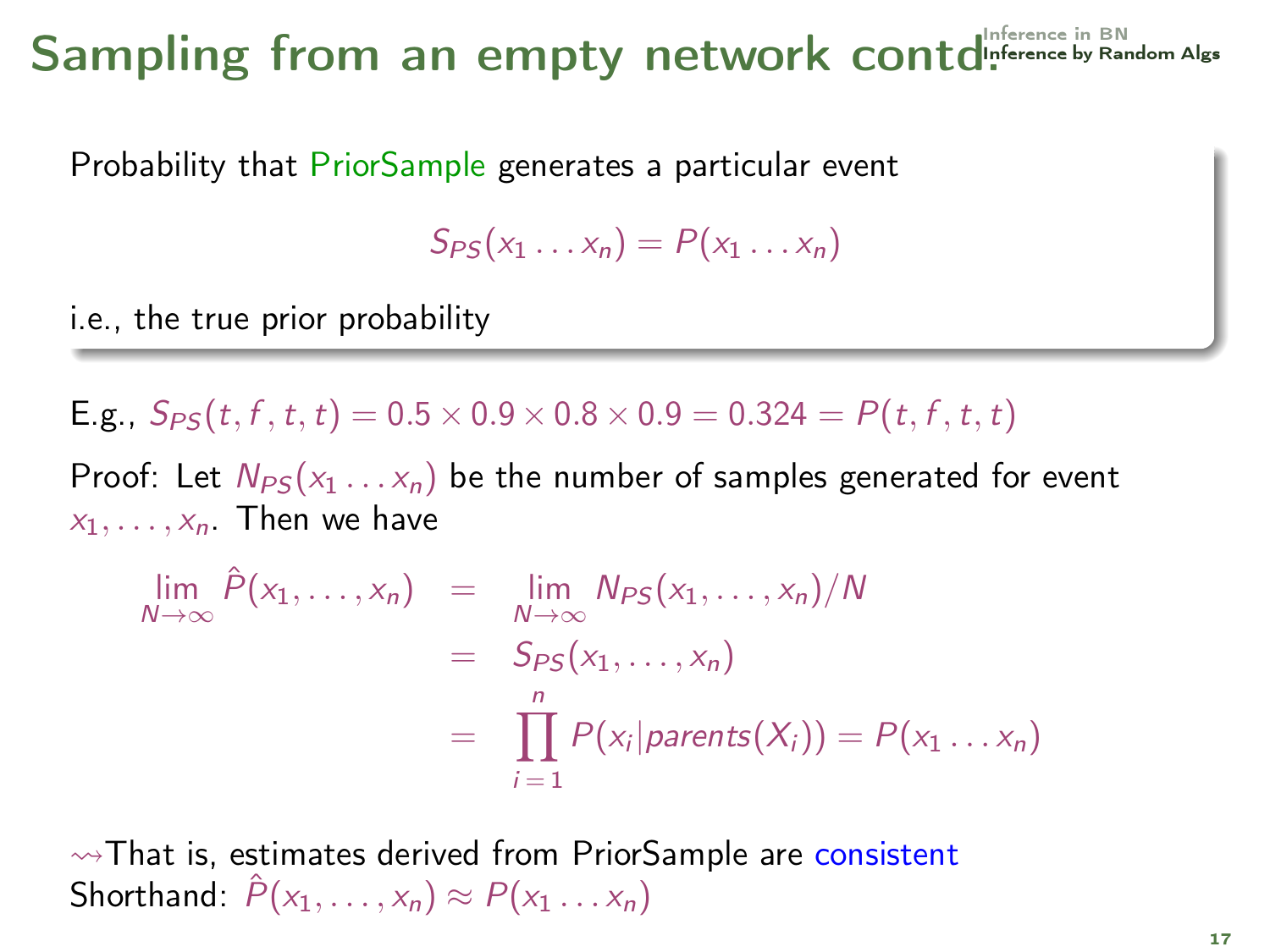# Sampling from an empty network contd.

Probability that PriorSample generates a particular event

$$S_{PS}(x_1 \ldots x_n) = P(x_1 \ldots x_n)$$

i.e., the true prior probability

E.g., $S_{PS}(t, f, t, t) = 0.5 \times 0.9 \times 0.8 \times 0.9 = 0.324 = P(t, f, t, t)$

Proof: Let $N_{PS}(x_1 \ldots x_n)$ be the number of samples generated for event $x_1, \ldots, x_n$. Then we have

$$\begin{aligned}
\lim_{N\to\infty} \hat{P}(x_1, \ldots, x_n) &= \lim_{N\to\infty} N_{PS}(x_1, \ldots, x_n)/N \\
&= S_{PS}(x_1, \ldots, x_n) \\
&= \prod_{i=1}^{n} P(x_i | parents(X_i)) = P(x_1 \ldots x_n)
\end{aligned}$$

$\rightsquigarrow$ That is, estimates derived from PriorSample are consistent
Shorthand: $\hat{P}(x_1, \ldots, x_n) \approx P(x_1 \ldots x_n)$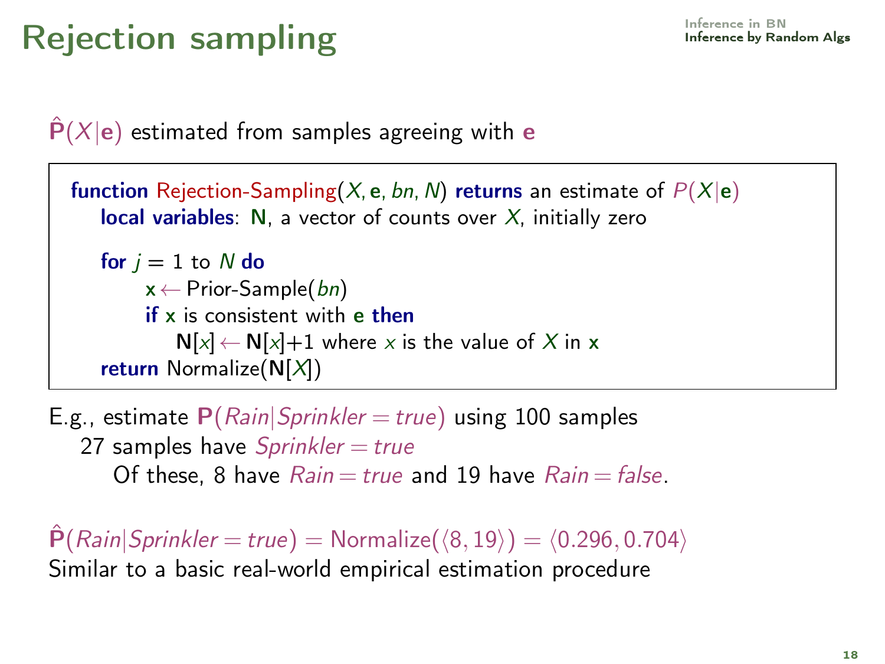# Rejection sampling

$\hat{\mathbf{P}}(X|\mathbf{e})$ estimated from samples agreeing with $\mathbf{e}$

```
function Rejection-Sampling(X, e, bn, N) returns an estimate of P(X|e)
    local variables: N, a vector of counts over X, initially zero

    for j = 1 to N do
        x ← Prior-Sample(bn)
        if x is consistent with e then
            N[x] ← N[x]+1 where x is the value of X in x
    return Normalize(N[X])
```

E.g., estimate $\mathbf{P}(Rain|Sprinkler = true)$ using 100 samples
  27 samples have $Sprinkler = true$
    Of these, 8 have $Rain = true$ and 19 have $Rain = false$.

$\hat{\mathbf{P}}(Rain|Sprinkler = true) = \text{Normalize}(\langle 8, 19 \rangle) = \langle 0.296, 0.704 \rangle$

Similar to a basic real-world empirical estimation procedure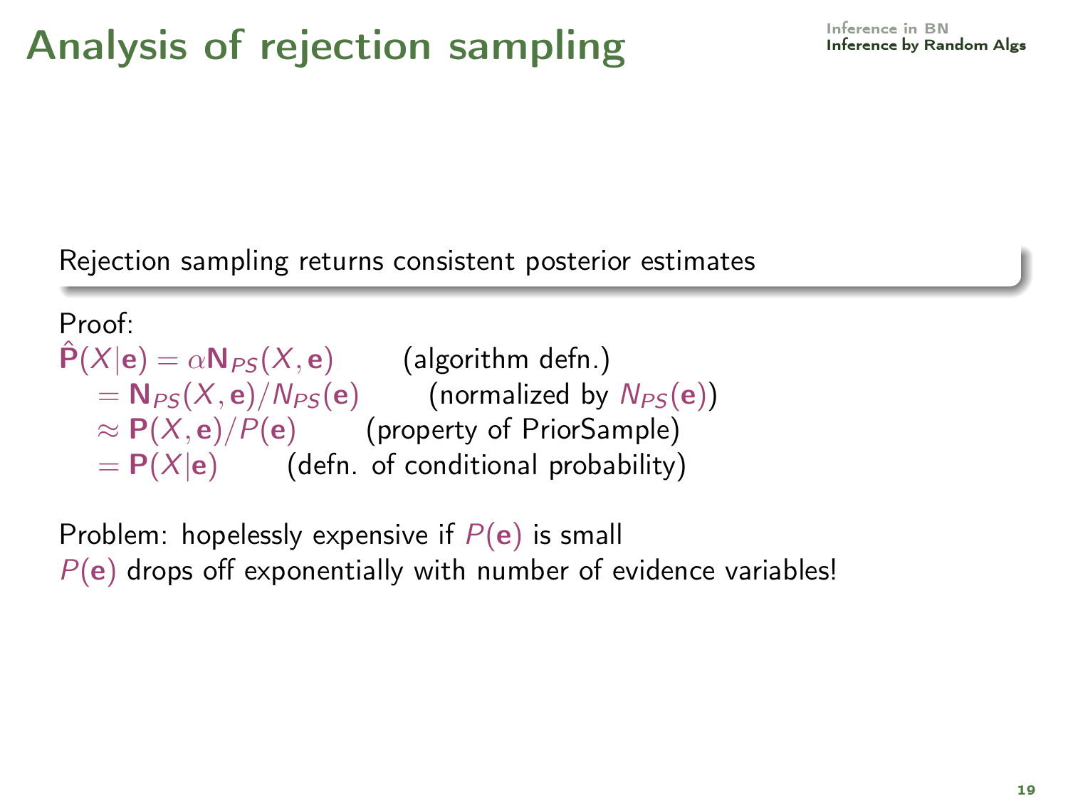# Analysis of rejection sampling

Rejection sampling returns consistent posterior estimates

Proof:

$\hat{\mathbf{P}}(X|\mathbf{e}) = \alpha \mathbf{N}_{PS}(X, \mathbf{e})$ (algorithm defn.)

$= \mathbf{N}_{PS}(X, \mathbf{e}) / N_{PS}(\mathbf{e})$ (normalized by $N_{PS}(\mathbf{e})$)

$\approx \mathbf{P}(X, \mathbf{e}) / P(\mathbf{e})$ (property of PriorSample)

$= \mathbf{P}(X|\mathbf{e})$ (defn. of conditional probability)

Problem: hopelessly expensive if $P(\mathbf{e})$ is small

$P(\mathbf{e})$ drops off exponentially with number of evidence variables!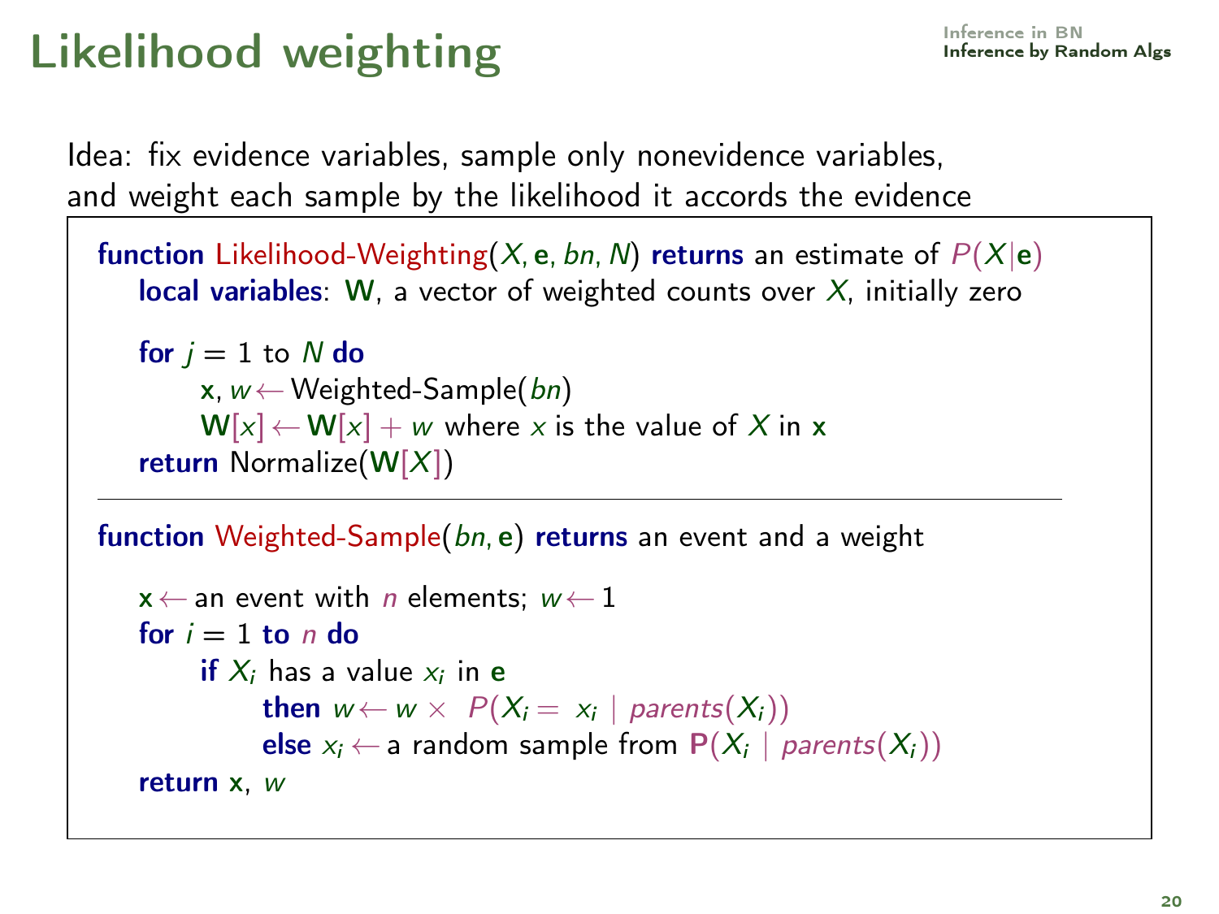# Likelihood weighting

Idea: fix evidence variables, sample only nonevidence variables, and weight each sample by the likelihood it accords the evidence

```
function Likelihood-Weighting(X, e, bn, N) returns an estimate of P(X|e)
    local variables: W, a vector of weighted counts over X, initially zero

    for j = 1 to N do
        x, w ← Weighted-Sample(bn)
        W[x] ← W[x] + w where x is the value of X in x
    return Normalize(W[X])
```

---

```
function Weighted-Sample(bn, e) returns an event and a weight

    x ← an event with n elements; w ← 1
    for i = 1 to n do
        if X_i has a value x_i in e
            then w ← w × P(X_i = x_i | parents(X_i))
            else x_i ← a random sample from P(X_i | parents(X_i))
    return x, w
```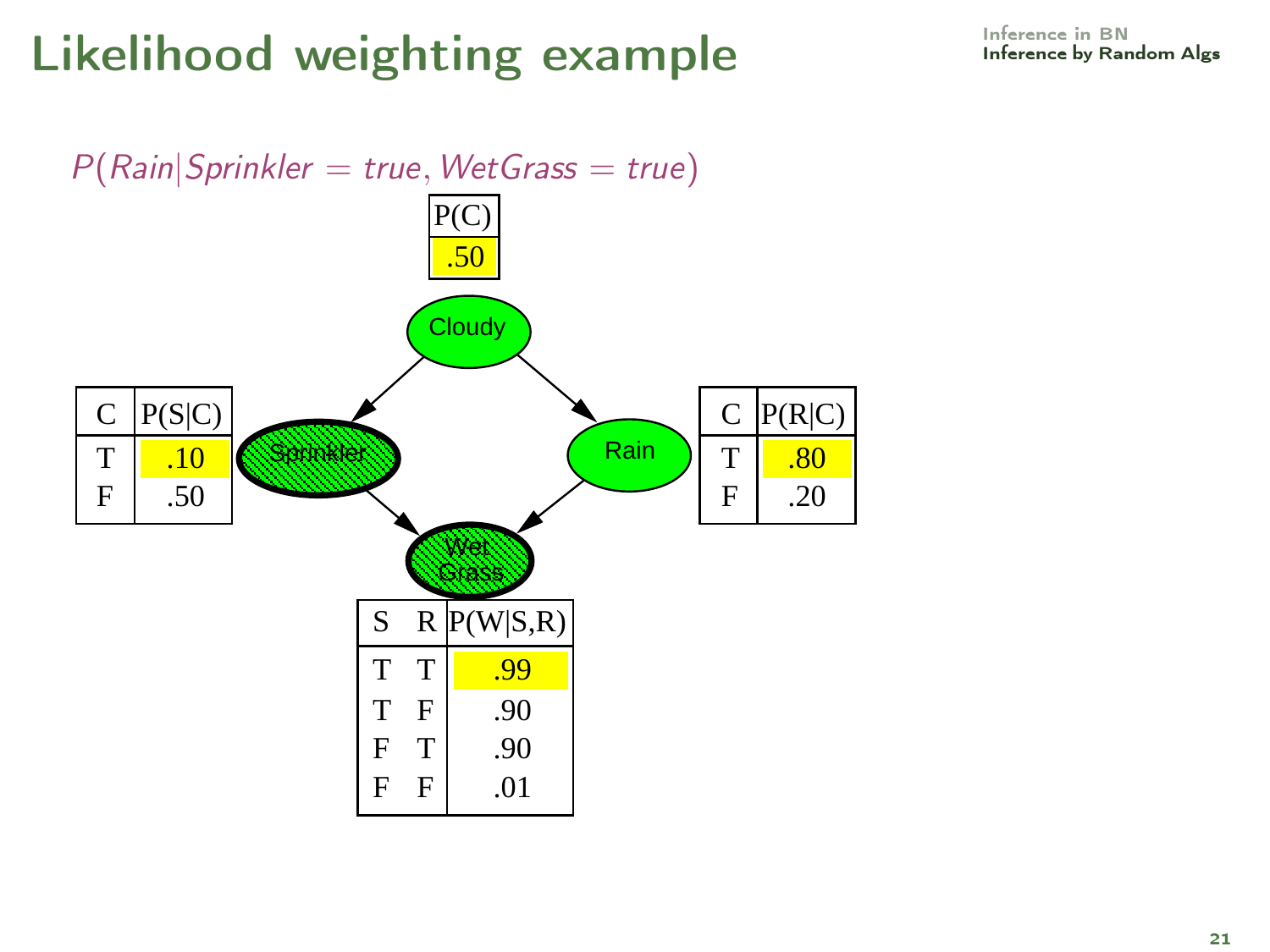# Likelihood weighting example

$P(Rain|Sprinkler = true, WetGrass = true)$

| P(C) |
|---|
| .50 |

| C | P(S\|C) |
|---|---|
| T | .10 |
| F | .50 |

| C | P(R\|C) |
|---|---|
| T | .80 |
| F | .20 |

| S | R | P(W\|S,R) |
|---|---|---|
| T | T | .99 |
| T | F | .90 |
| F | T | .90 |
| F | F | .01 |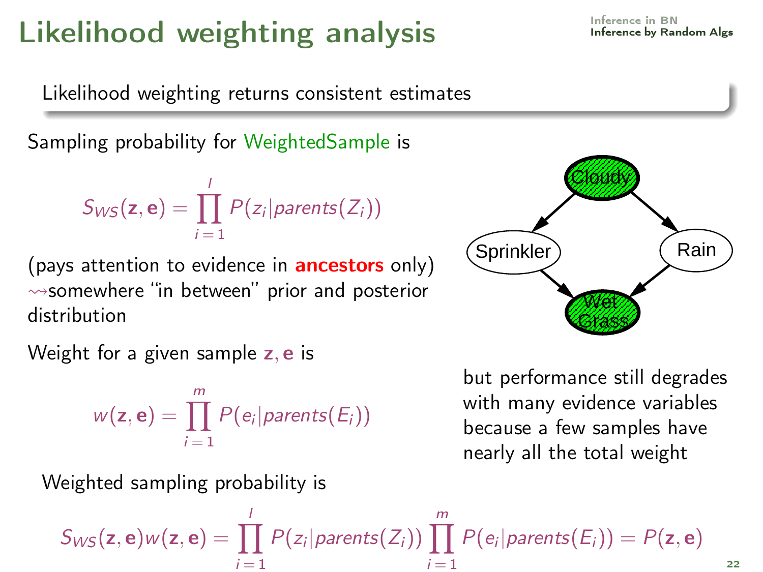# Likelihood weighting analysis

**Likelihood weighting returns consistent estimates**

Sampling probability for WeightedSample is

$$S_{WS}(\mathbf{z}, \mathbf{e}) = \prod_{i=1}^{l} P(z_i | parents(Z_i))$$

(pays attention to evidence in **ancestors** only) $\rightsquigarrow$somewhere "in between" prior and posterior distribution

Weight for a given sample $\mathbf{z}, \mathbf{e}$ is

$$w(\mathbf{z}, \mathbf{e}) = \prod_{i=1}^{m} P(e_i | parents(E_i))$$

Weighted sampling probability is

$$S_{WS}(\mathbf{z}, \mathbf{e}) w(\mathbf{z}, \mathbf{e}) = \prod_{i=1}^{l} P(z_i | parents(Z_i)) \prod_{i=1}^{m} P(e_i | parents(E_i)) = P(\mathbf{z}, \mathbf{e})$$

Cloudy, Sprinkler, Rain, Wet Grass

but performance still degrades with many evidence variables because a few samples have nearly all the total weight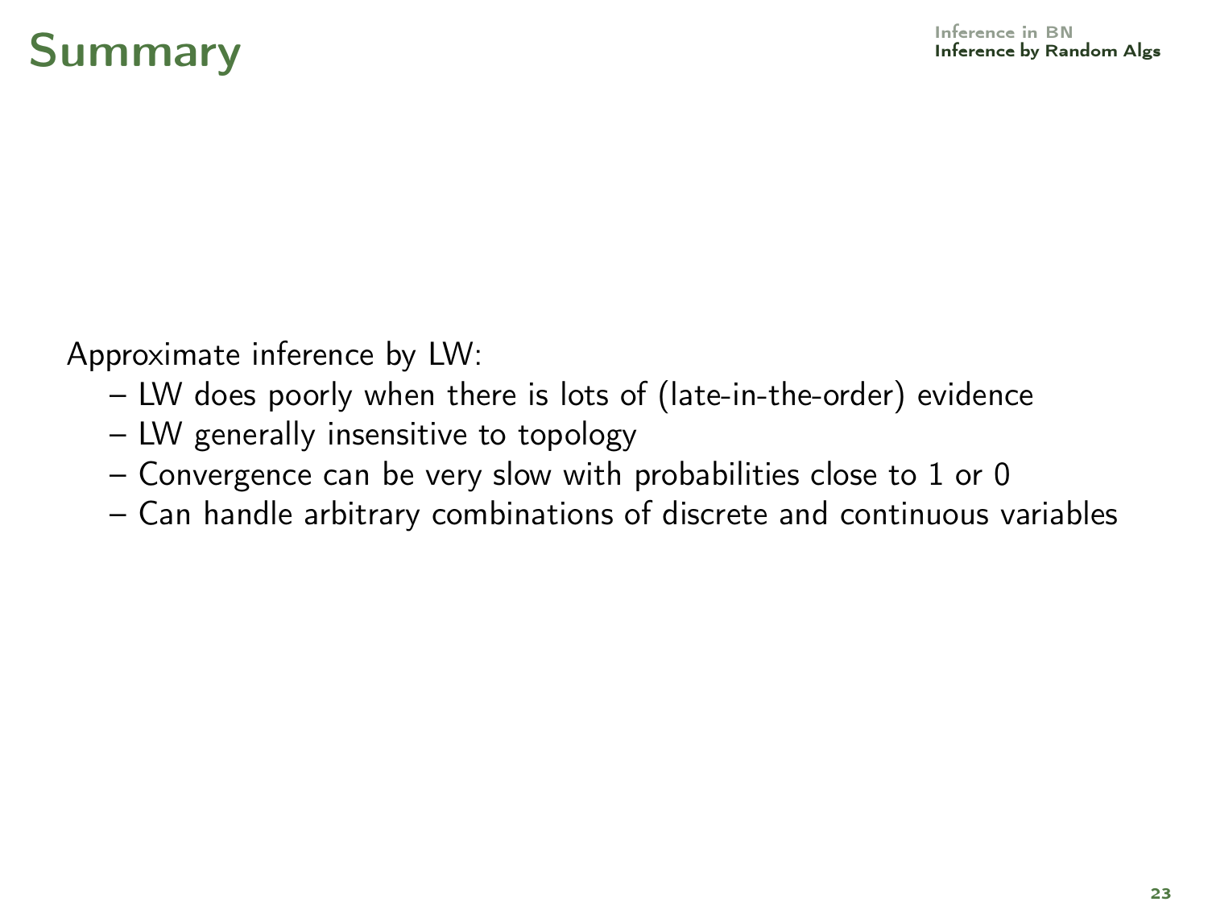# Summary

Approximate inference by LW:

- LW does poorly when there is lots of (late-in-the-order) evidence
- LW generally insensitive to topology
- Convergence can be very slow with probabilities close to 1 or 0
- Can handle arbitrary combinations of discrete and continuous variables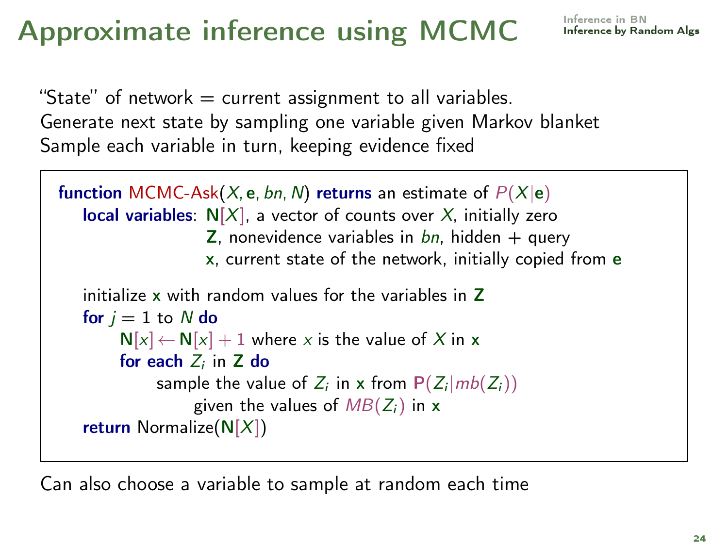# Approximate inference using MCMC

"State" of network = current assignment to all variables.
Generate next state by sampling one variable given Markov blanket
Sample each variable in turn, keeping evidence fixed

```
function MCMC-Ask(X, e, bn, N) returns an estimate of P(X|e)
    local variables: N[X], a vector of counts over X, initially zero
                     Z, nonevidence variables in bn, hidden + query
                     x, current state of the network, initially copied from e

    initialize x with random values for the variables in Z
    for j = 1 to N do
        N[x] ← N[x] + 1 where x is the value of X in x
        for each Z_i in Z do
            sample the value of Z_i in x from P(Z_i|mb(Z_i))
                given the values of MB(Z_i) in x
    return Normalize(N[X])
```

Can also choose a variable to sample at random each time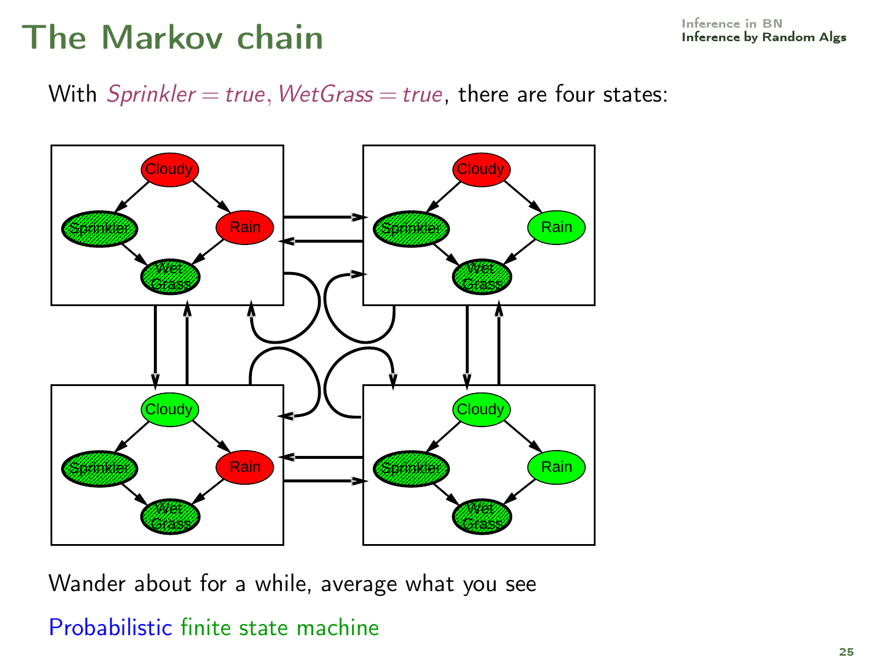# The Markov chain

With *Sprinkler* = *true*, *WetGrass* = *true*, there are four states:

Wander about for a while, average what you see

Probabilistic finite state machine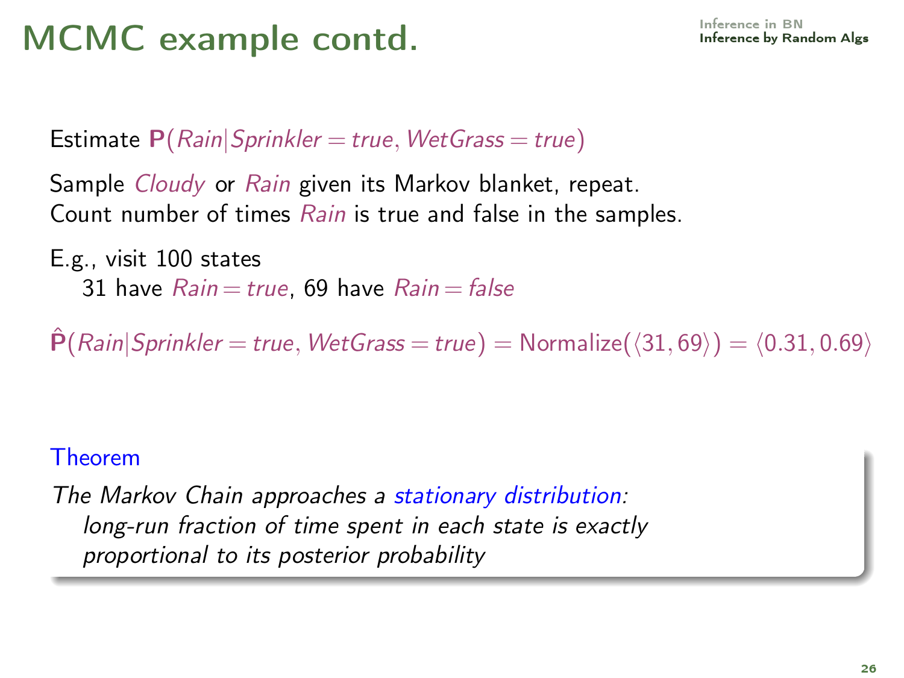# MCMC example contd.

Estimate $\mathbf{P}(Rain|Sprinkler = true, WetGrass = true)$

Sample *Cloudy* or *Rain* given its Markov blanket, repeat.
Count number of times *Rain* is true and false in the samples.

E.g., visit 100 states
 31 have $Rain = true$, 69 have $Rain = false$

$\hat{\mathbf{P}}(Rain|Sprinkler = true, WetGrass = true) = \text{Normalize}(\langle 31, 69 \rangle) = \langle 0.31, 0.69 \rangle$

**Theorem**

*The Markov Chain approaches a stationary distribution:*
 *long-run fraction of time spent in each state is exactly proportional to its posterior probability*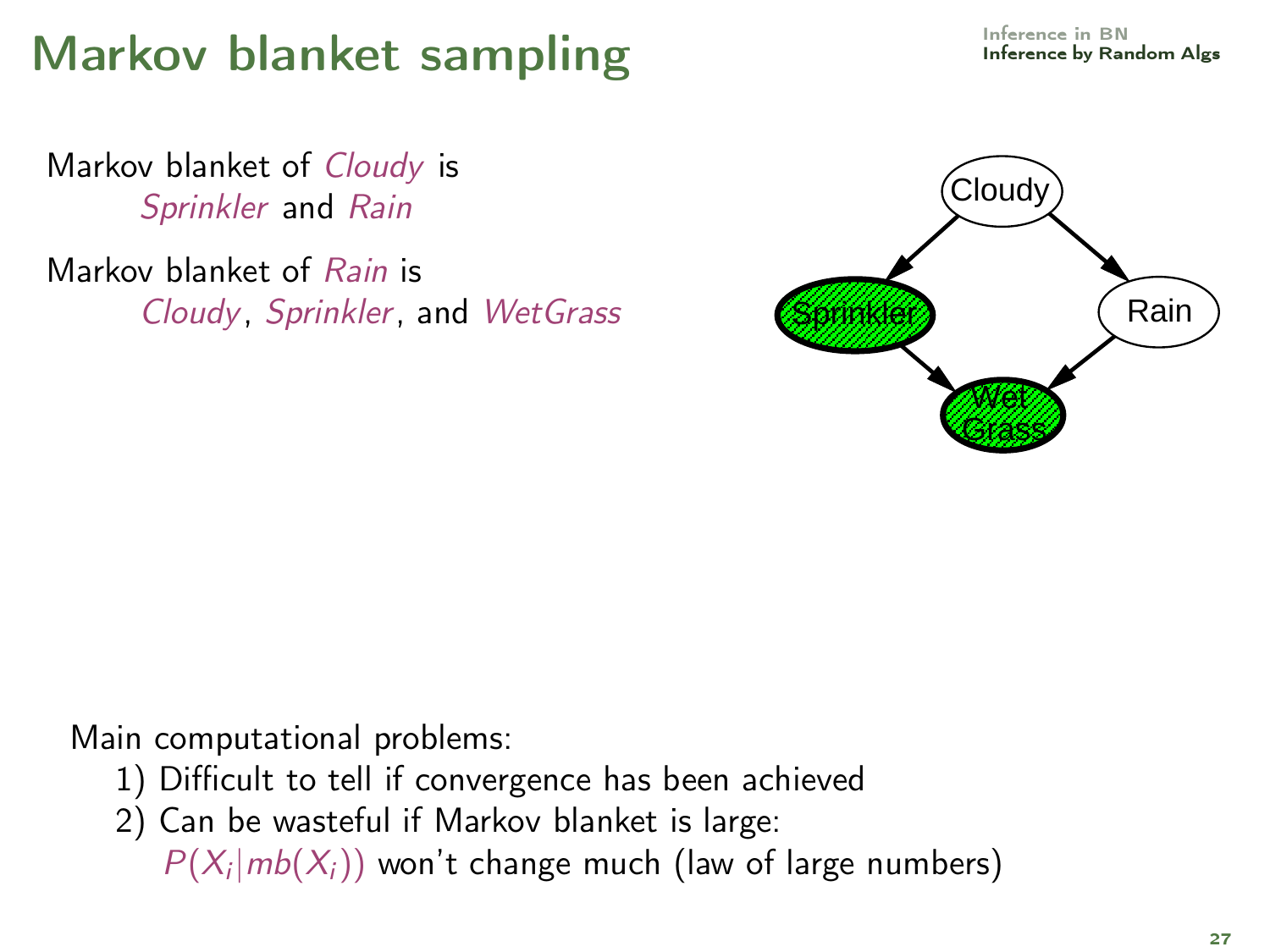# Markov blanket sampling

Markov blanket of *Cloudy* is
*Sprinkler* and *Rain*

Markov blanket of *Rain* is
*Cloudy*, *Sprinkler*, and *WetGrass*

Main computational problems:

1) Difficult to tell if convergence has been achieved
2) Can be wasteful if Markov blanket is large:
   $P(X_i|mb(X_i))$ won't change much (law of large numbers)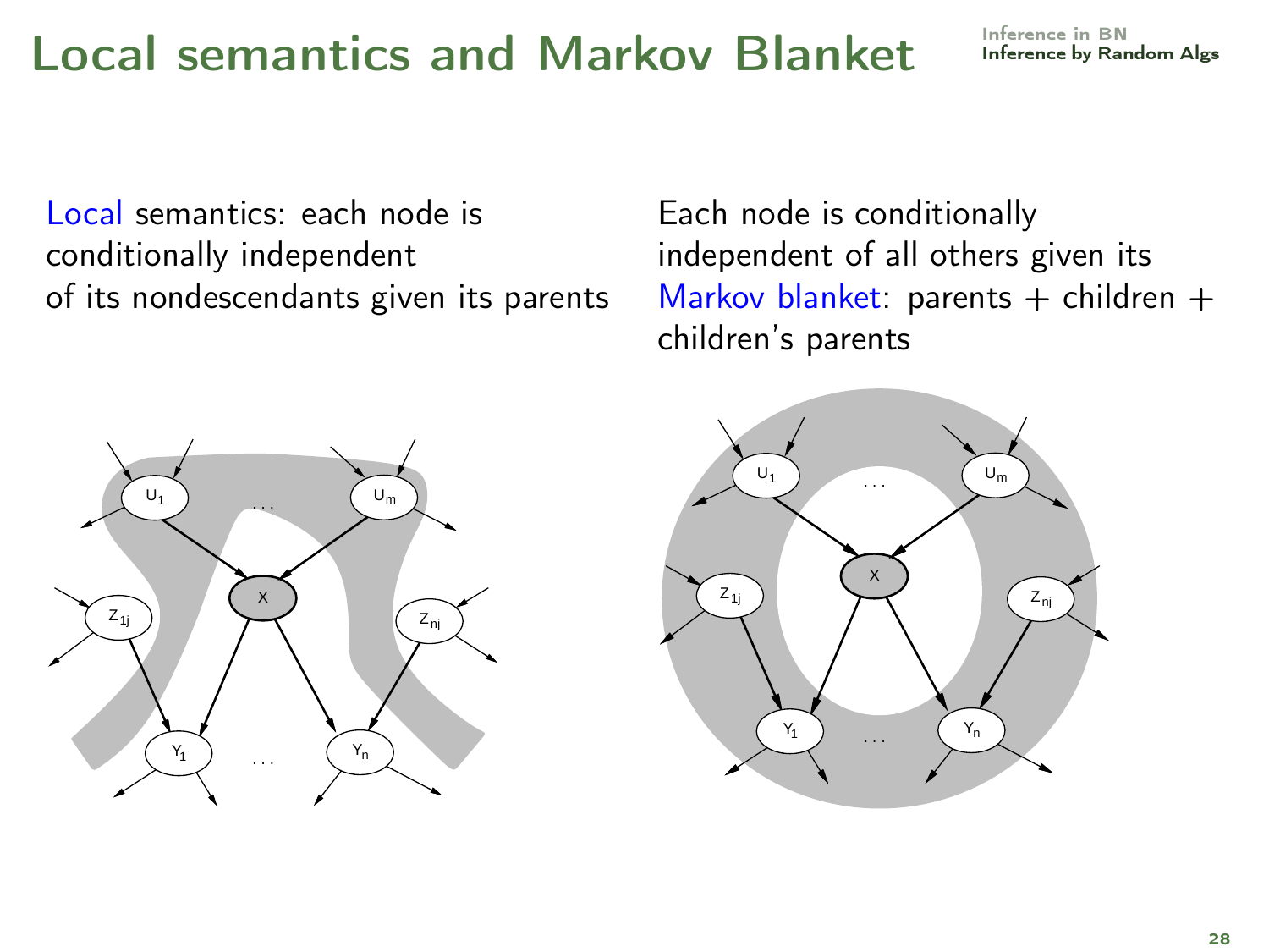# Local semantics and Markov Blanket

Local semantics: each node is conditionally independent of its nondescendants given its parents

Each node is conditionally independent of all others given its Markov blanket: parents + children + children's parents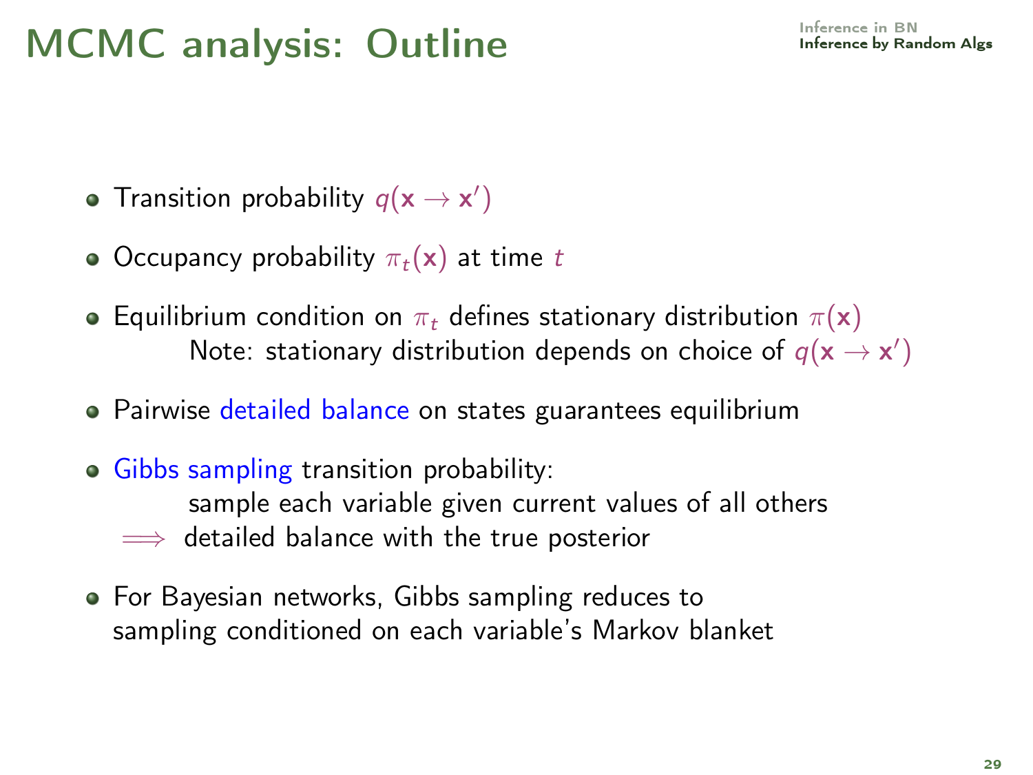# MCMC analysis: Outline

- Transition probability $q(\mathbf{x} \rightarrow \mathbf{x}')$
- Occupancy probability $\pi_t(\mathbf{x})$ at time $t$
- Equilibrium condition on $\pi_t$ defines stationary distribution $\pi(\mathbf{x})$
  Note: stationary distribution depends on choice of $q(\mathbf{x} \rightarrow \mathbf{x}')$
- Pairwise detailed balance on states guarantees equilibrium
- Gibbs sampling transition probability:
  sample each variable given current values of all others
  $\Longrightarrow$ detailed balance with the true posterior
- For Bayesian networks, Gibbs sampling reduces to sampling conditioned on each variable's Markov blanket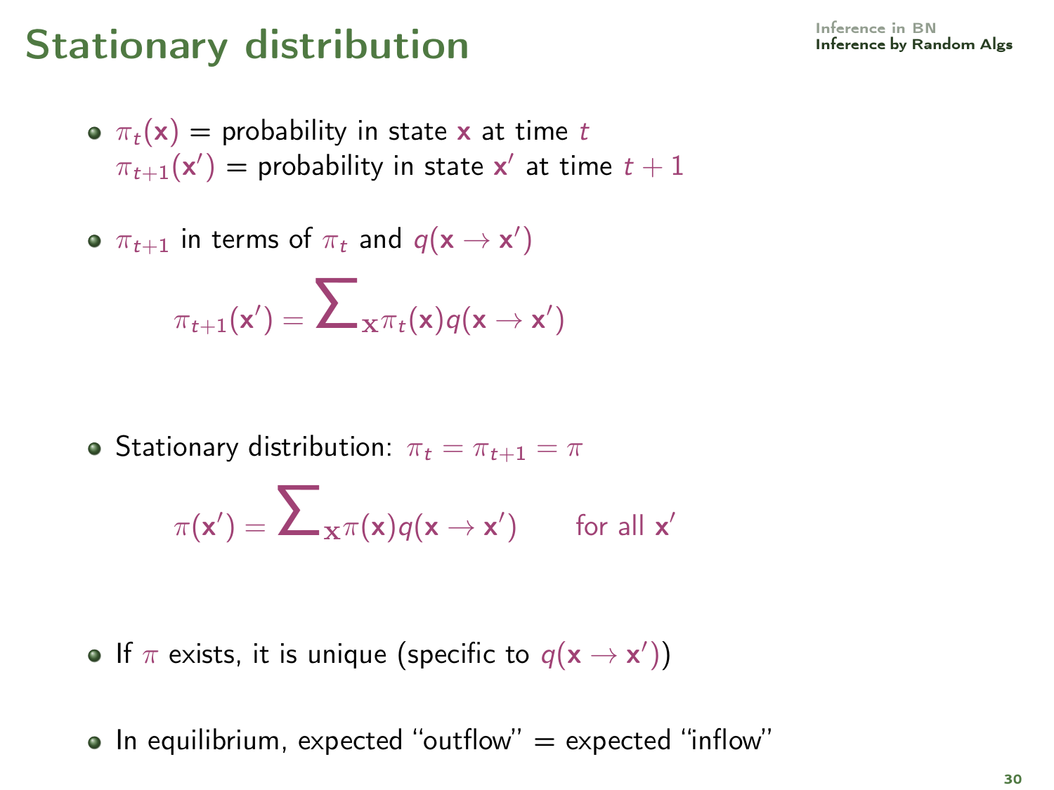# Stationary distribution

- $\pi_t(\mathbf{x})$ = probability in state $\mathbf{x}$ at time $t$
  $\pi_{t+1}(\mathbf{x}')$ = probability in state $\mathbf{x}'$ at time $t+1$

- $\pi_{t+1}$ in terms of $\pi_t$ and $q(\mathbf{x} \to \mathbf{x}')$

$$\pi_{t+1}(\mathbf{x}') = \sum_{\mathbf{x}} \pi_t(\mathbf{x}) q(\mathbf{x} \to \mathbf{x}')$$

- Stationary distribution: $\pi_t = \pi_{t+1} = \pi$

$$\pi(\mathbf{x}') = \sum_{\mathbf{x}} \pi(\mathbf{x}) q(\mathbf{x} \to \mathbf{x}') \qquad \text{for all } \mathbf{x}'$$

- If $\pi$ exists, it is unique (specific to $q(\mathbf{x} \to \mathbf{x}')$)

- In equilibrium, expected "outflow" = expected "inflow"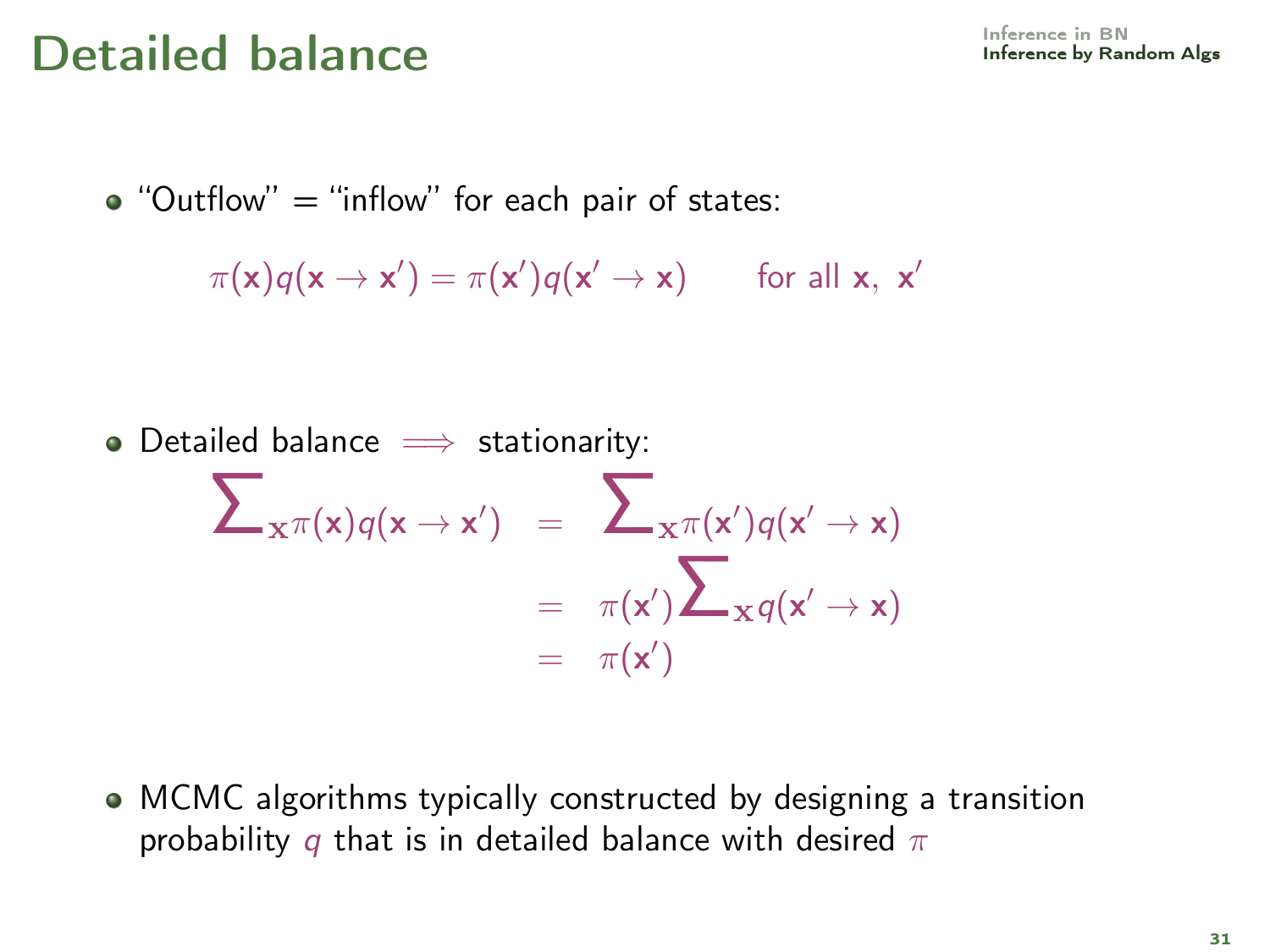# Detailed balance

- "Outflow" = "inflow" for each pair of states:

$$\pi(\mathbf{x})q(\mathbf{x} \to \mathbf{x}') = \pi(\mathbf{x}')q(\mathbf{x}' \to \mathbf{x}) \qquad \text{for all } \mathbf{x},\ \mathbf{x}'$$

- Detailed balance $\implies$ stationarity:

$$\begin{aligned}
\sum_{\mathbf{x}} \pi(\mathbf{x})q(\mathbf{x} \to \mathbf{x}') &= \sum_{\mathbf{x}} \pi(\mathbf{x}')q(\mathbf{x}' \to \mathbf{x}) \\
&= \pi(\mathbf{x}') \sum_{\mathbf{x}} q(\mathbf{x}' \to \mathbf{x}) \\
&= \pi(\mathbf{x}')
\end{aligned}$$

- MCMC algorithms typically constructed by designing a transition probability $q$ that is in detailed balance with desired $\pi$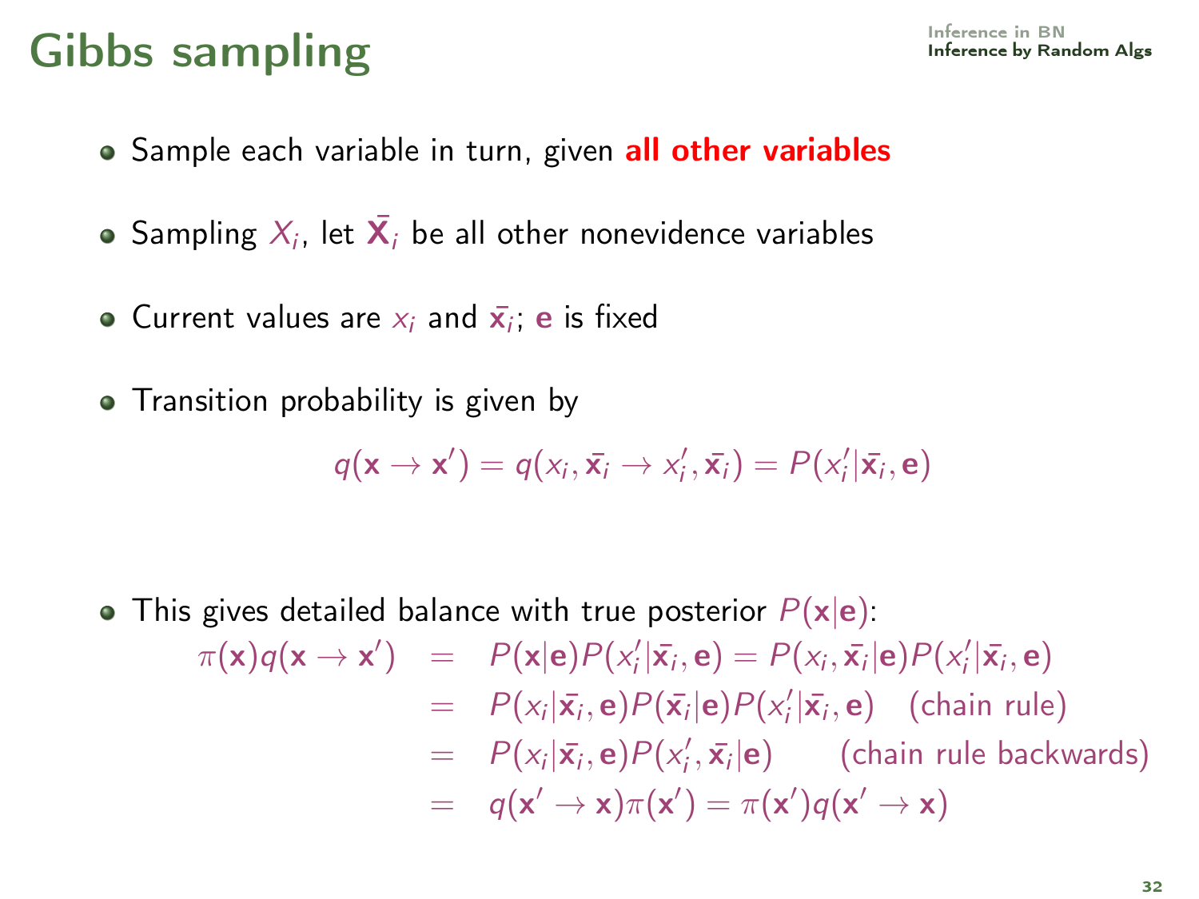# Gibbs sampling

- Sample each variable in turn, given **all other variables**
- Sampling $X_i$, let $\bar{\mathbf{X}}_i$ be all other nonevidence variables
- Current values are $x_i$ and $\bar{\mathbf{x}}_i$; $\mathbf{e}$ is fixed
- Transition probability is given by

$$q(\mathbf{x} \to \mathbf{x}') = q(x_i, \bar{\mathbf{x}}_i \to x_i', \bar{\mathbf{x}}_i) = P(x_i' | \bar{\mathbf{x}}_i, \mathbf{e})$$

- This gives detailed balance with true posterior $P(\mathbf{x}|\mathbf{e})$:

$$\begin{aligned}
\pi(\mathbf{x}) q(\mathbf{x} \to \mathbf{x}') &= P(\mathbf{x}|\mathbf{e}) P(x_i' | \bar{\mathbf{x}}_i, \mathbf{e}) = P(x_i, \bar{\mathbf{x}}_i | \mathbf{e}) P(x_i' | \bar{\mathbf{x}}_i, \mathbf{e}) \\
&= P(x_i | \bar{\mathbf{x}}_i, \mathbf{e}) P(\bar{\mathbf{x}}_i | \mathbf{e}) P(x_i' | \bar{\mathbf{x}}_i, \mathbf{e}) \quad \text{(chain rule)} \\
&= P(x_i | \bar{\mathbf{x}}_i, \mathbf{e}) P(x_i', \bar{\mathbf{x}}_i | \mathbf{e}) \qquad \text{(chain rule backwards)} \\
&= q(\mathbf{x}' \to \mathbf{x}) \pi(\mathbf{x}') = \pi(\mathbf{x}') q(\mathbf{x}' \to \mathbf{x})
\end{aligned}$$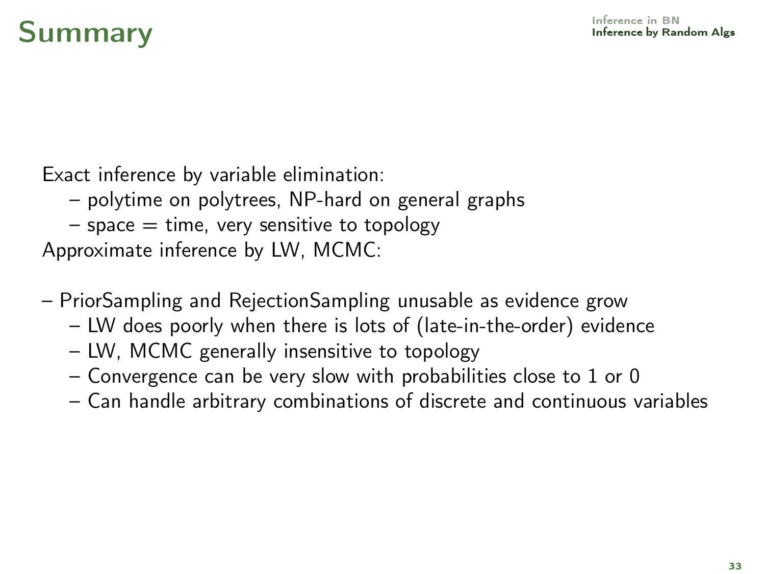# Summary

Exact inference by variable elimination:

- polytime on polytrees, NP-hard on general graphs
- space = time, very sensitive to topology

Approximate inference by LW, MCMC:

- PriorSampling and RejectionSampling unusable as evidence grow
  - LW does poorly when there is lots of (late-in-the-order) evidence
  - LW, MCMC generally insensitive to topology
  - Convergence can be very slow with probabilities close to 1 or 0
  - Can handle arbitrary combinations of discrete and continuous variables